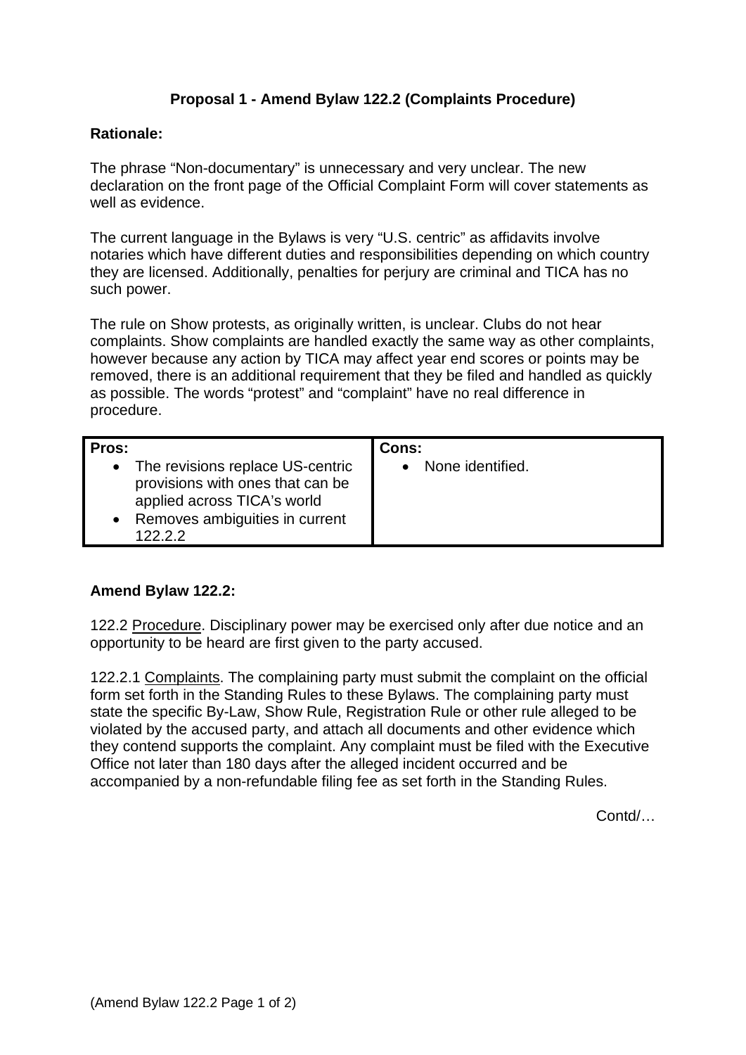## Proposal 1 - Amend Bylaw 122.2 (Complaints Procedure)

**Rationale:**

The phrase "Non-documentary" is unnecessary and very unclear. The new declaration on the front page of the Official Complaint Form will cover statements as well as evidence.

The current language in the Bylaws is very "U.S. centric" as affidavits involve notaries which have different duties and responsibilities depending on which country they are licensed. Additionally, penalties for perjury are criminal and TICA has no such power.

The rule on Show protests, as originally written, is unclear. Clubs do not hear complaints. Show complaints are handled exactly the same way as other complaints, however because any action by TICA may affect year end scores or points may be removed, there is an additional requirement that they be filed and handled as quickly as possible. The words "protest" and "complaint" have no real difference in procedure.

| Pros: | Cons: |
|---|---|
| • The revisions replace US-centric provisions with ones that can be applied across TICA's world<br>• Removes ambiguities in current 122.2.2 | • None identified. |

**Amend Bylaw 122.2:**

122.2 Procedure. Disciplinary power may be exercised only after due notice and an opportunity to be heard are first given to the party accused.

122.2.1 Complaints. The complaining party must submit the complaint on the official form set forth in the Standing Rules to these Bylaws. The complaining party must state the specific By-Law, Show Rule, Registration Rule or other rule alleged to be violated by the accused party, and attach all documents and other evidence which they contend supports the complaint. Any complaint must be filed with the Executive Office not later than 180 days after the alleged incident occurred and be accompanied by a non-refundable filing fee as set forth in the Standing Rules.

Contd/…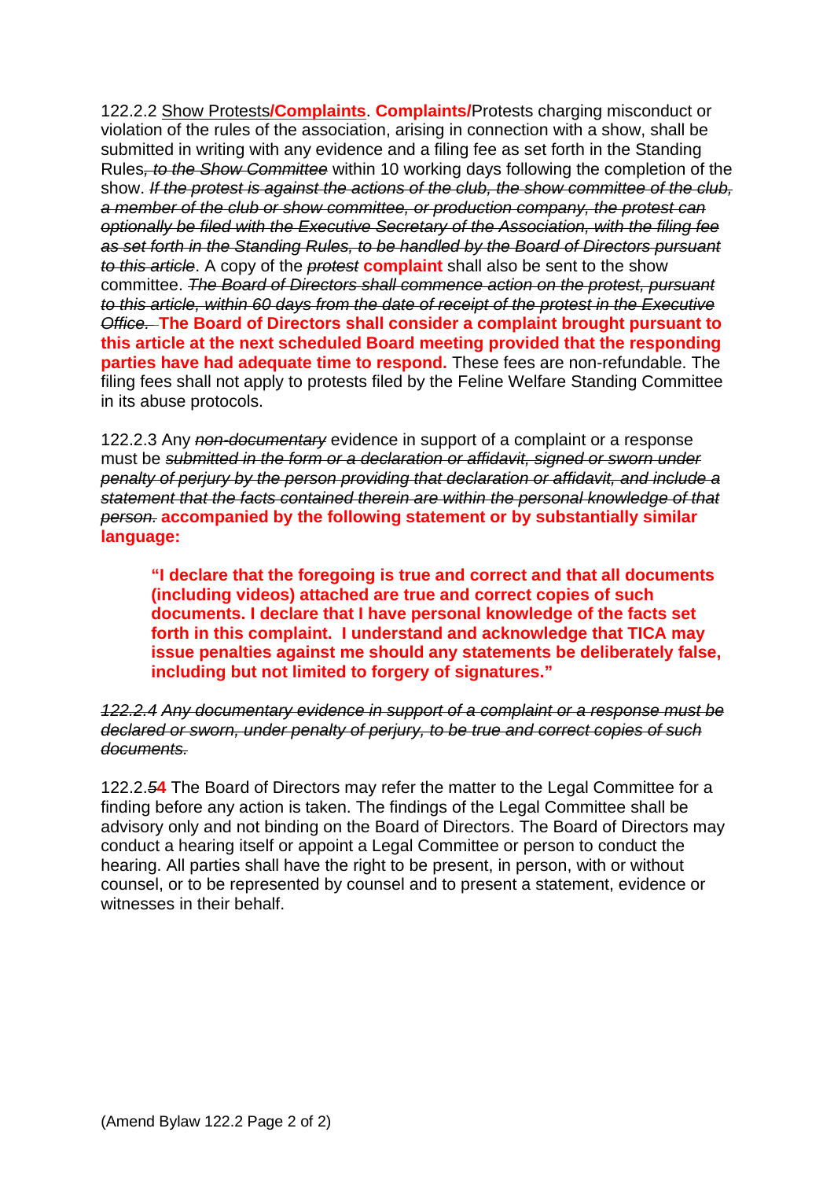122.2.2 Show Protests/**Complaints**. **Complaints/**Protests charging misconduct or violation of the rules of the association, arising in connection with a show, shall be submitted in writing with any evidence and a filing fee as set forth in the Standing Rules~~, to the Show Committee~~ within 10 working days following the completion of the show. ~~*If the protest is against the actions of the club, the show committee of the club, a member of the club or show committee, or production company, the protest can optionally be filed with the Executive Secretary of the Association, with the filing fee as set forth in the Standing Rules, to be handled by the Board of Directors pursuant to this article*~~. A copy of the ~~*protest*~~ **complaint** shall also be sent to the show committee. ~~*The Board of Directors shall commence action on the protest, pursuant to this article, within 60 days from the date of receipt of the protest in the Executive Office.*~~ **The Board of Directors shall consider a complaint brought pursuant to this article at the next scheduled Board meeting provided that the responding parties have had adequate time to respond.** These fees are non-refundable. The filing fees shall not apply to protests filed by the Feline Welfare Standing Committee in its abuse protocols.

122.2.3 Any ~~*non-documentary*~~ evidence in support of a complaint or a response must be ~~*submitted in the form or a declaration or affidavit, signed or sworn under penalty of perjury by the person providing that declaration or affidavit, and include a statement that the facts contained therein are within the personal knowledge of that person.*~~ **accompanied by the following statement or by substantially similar language:**

> **"I declare that the foregoing is true and correct and that all documents (including videos) attached are true and correct copies of such documents. I declare that I have personal knowledge of the facts set forth in this complaint. I understand and acknowledge that TICA may issue penalties against me should any statements be deliberately false, including but not limited to forgery of signatures."**

~~*122.2.4 Any documentary evidence in support of a complaint or a response must be declared or sworn, under penalty of perjury, to be true and correct copies of such documents.*~~

122.2.~~5~~**4** The Board of Directors may refer the matter to the Legal Committee for a finding before any action is taken. The findings of the Legal Committee shall be advisory only and not binding on the Board of Directors. The Board of Directors may conduct a hearing itself or appoint a Legal Committee or person to conduct the hearing. All parties shall have the right to be present, in person, with or without counsel, or to be represented by counsel and to present a statement, evidence or witnesses in their behalf.

(Amend Bylaw 122.2 Page 2 of 2)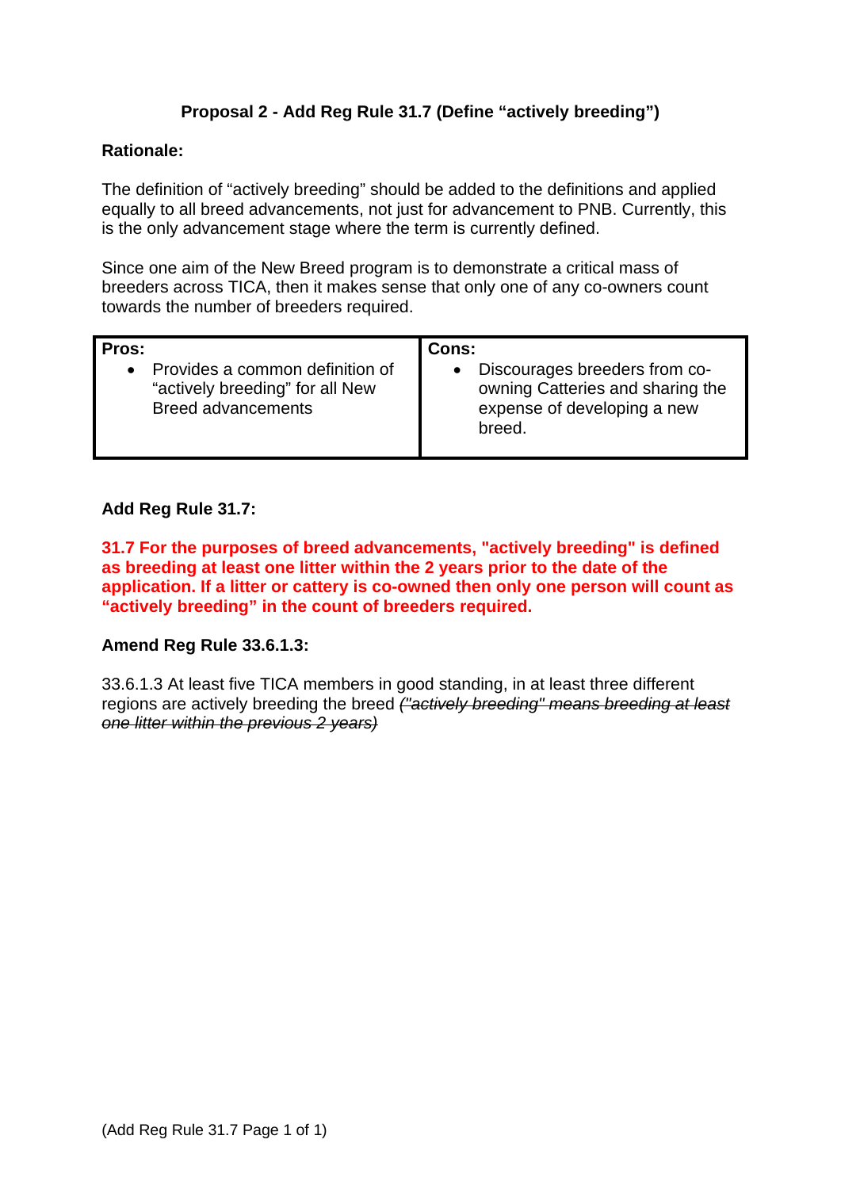## Proposal 2 - Add Reg Rule 31.7 (Define "actively breeding")

**Rationale:**

The definition of "actively breeding" should be added to the definitions and applied equally to all breed advancements, not just for advancement to PNB. Currently, this is the only advancement stage where the term is currently defined.

Since one aim of the New Breed program is to demonstrate a critical mass of breeders across TICA, then it makes sense that only one of any co-owners count towards the number of breeders required.

| Pros: | Cons: |
| --- | --- |
| • Provides a common definition of "actively breeding" for all New Breed advancements | • Discourages breeders from co-owning Catteries and sharing the expense of developing a new breed. |

**Add Reg Rule 31.7:**

**31.7 For the purposes of breed advancements, "actively breeding" is defined as breeding at least one litter within the 2 years prior to the date of the application. If a litter or cattery is co-owned then only one person will count as "actively breeding" in the count of breeders required.**

**Amend Reg Rule 33.6.1.3:**

33.6.1.3 At least five TICA members in good standing, in at least three different regions are actively breeding the breed ~~*("actively breeding" means breeding at least one litter within the previous 2 years)*~~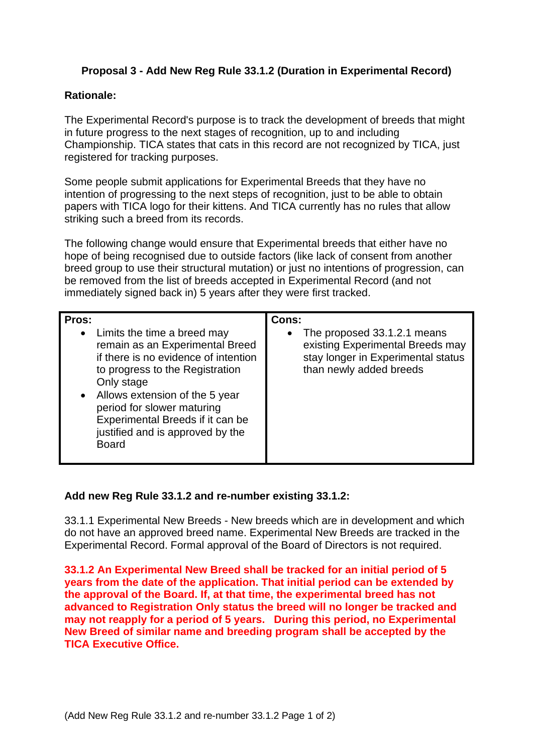**Proposal 3 - Add New Reg Rule 33.1.2 (Duration in Experimental Record)**

**Rationale:**

The Experimental Record's purpose is to track the development of breeds that might in future progress to the next stages of recognition, up to and including Championship. TICA states that cats in this record are not recognized by TICA, just registered for tracking purposes.

Some people submit applications for Experimental Breeds that they have no intention of progressing to the next steps of recognition, just to be able to obtain papers with TICA logo for their kittens. And TICA currently has no rules that allow striking such a breed from its records.

The following change would ensure that Experimental breeds that either have no hope of being recognised due to outside factors (like lack of consent from another breed group to use their structural mutation) or just no intentions of progression, can be removed from the list of breeds accepted in Experimental Record (and not immediately signed back in) 5 years after they were first tracked.

| Pros: | Cons: |
|---|---|
| • Limits the time a breed may remain as an Experimental Breed if there is no evidence of intention to progress to the Registration Only stage<br>• Allows extension of the 5 year period for slower maturing Experimental Breeds if it can be justified and is approved by the Board | • The proposed 33.1.2.1 means existing Experimental Breeds may stay longer in Experimental status than newly added breeds |

**Add new Reg Rule 33.1.2 and re-number existing 33.1.2:**

33.1.1 Experimental New Breeds - New breeds which are in development and which do not have an approved breed name. Experimental New Breeds are tracked in the Experimental Record. Formal approval of the Board of Directors is not required.

**33.1.2 An Experimental New Breed shall be tracked for an initial period of 5 years from the date of the application. That initial period can be extended by the approval of the Board. If, at that time, the experimental breed has not advanced to Registration Only status the breed will no longer be tracked and may not reapply for a period of 5 years. During this period, no Experimental New Breed of similar name and breeding program shall be accepted by the TICA Executive Office.**

(Add New Reg Rule 33.1.2 and re-number 33.1.2 Page 1 of 2)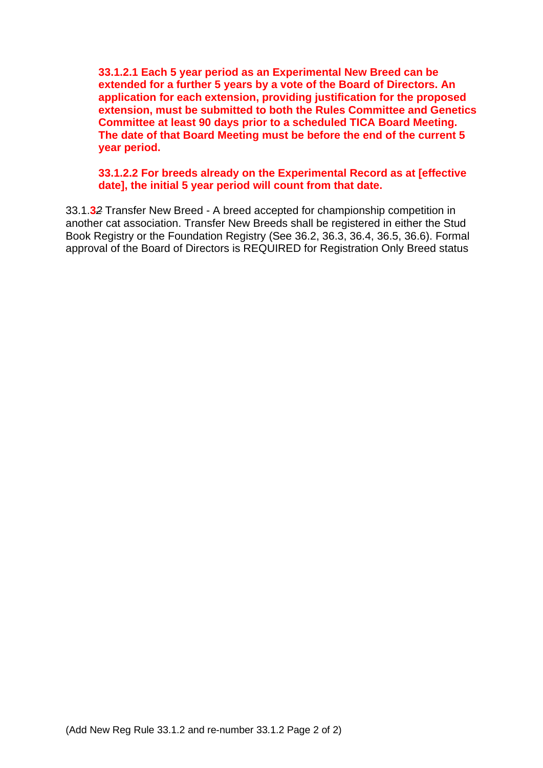**33.1.2.1 Each 5 year period as an Experimental New Breed can be extended for a further 5 years by a vote of the Board of Directors. An application for each extension, providing justification for the proposed extension, must be submitted to both the Rules Committee and Genetics Committee at least 90 days prior to a scheduled TICA Board Meeting. The date of that Board Meeting must be before the end of the current 5 year period.**

**33.1.2.2 For breeds already on the Experimental Record as at [effective date], the initial 5 year period will count from that date.**

33.1.**3**~~2~~ Transfer New Breed - A breed accepted for championship competition in another cat association. Transfer New Breeds shall be registered in either the Stud Book Registry or the Foundation Registry (See 36.2, 36.3, 36.4, 36.5, 36.6). Formal approval of the Board of Directors is REQUIRED for Registration Only Breed status

(Add New Reg Rule 33.1.2 and re-number 33.1.2 Page 2 of 2)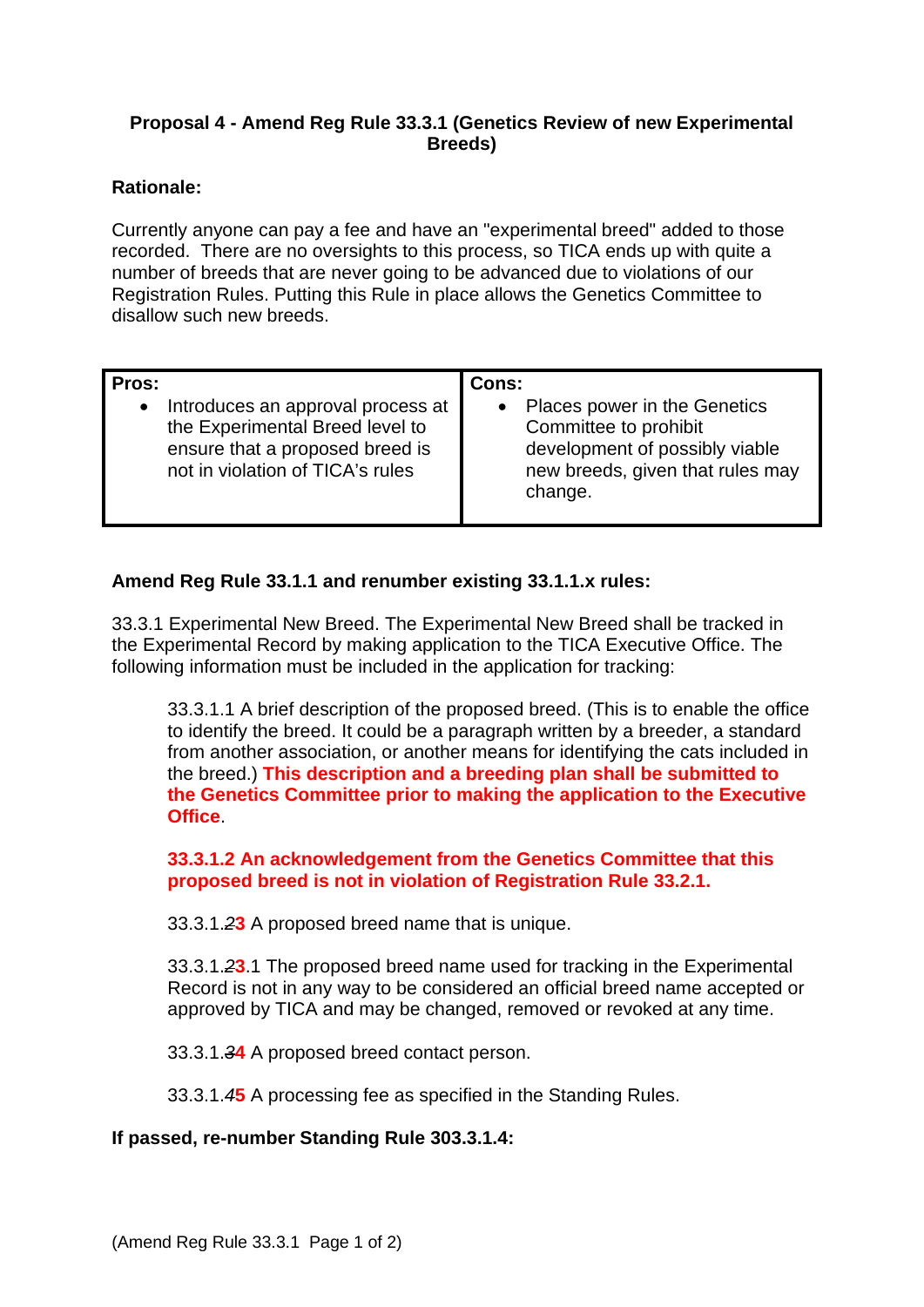**Proposal 4 - Amend Reg Rule 33.3.1 (Genetics Review of new Experimental Breeds)**

**Rationale:**

Currently anyone can pay a fee and have an "experimental breed" added to those recorded. There are no oversights to this process, so TICA ends up with quite a number of breeds that are never going to be advanced due to violations of our Registration Rules. Putting this Rule in place allows the Genetics Committee to disallow such new breeds.

| Pros: | Cons: |
| --- | --- |
| • Introduces an approval process at the Experimental Breed level to ensure that a proposed breed is not in violation of TICA's rules | • Places power in the Genetics Committee to prohibit development of possibly viable new breeds, given that rules may change. |

**Amend Reg Rule 33.1.1 and renumber existing 33.1.1.x rules:**

33.3.1 Experimental New Breed. The Experimental New Breed shall be tracked in the Experimental Record by making application to the TICA Executive Office. The following information must be included in the application for tracking:

> 33.3.1.1 A brief description of the proposed breed. (This is to enable the office to identify the breed. It could be a paragraph written by a breeder, a standard from another association, or another means for identifying the cats included in the breed.) **This description and a breeding plan shall be submitted to the Genetics Committee prior to making the application to the Executive Office**.
>
> **33.3.1.2 An acknowledgement from the Genetics Committee that this proposed breed is not in violation of Registration Rule 33.2.1.**
>
> 33.3.1.~~2~~**3** A proposed breed name that is unique.
>
> 33.3.1.~~2~~**3**.1 The proposed breed name used for tracking in the Experimental Record is not in any way to be considered an official breed name accepted or approved by TICA and may be changed, removed or revoked at any time.
>
> 33.3.1.~~3~~**4** A proposed breed contact person.
>
> 33.3.1.~~4~~**5** A processing fee as specified in the Standing Rules.

**If passed, re-number Standing Rule 303.3.1.4:**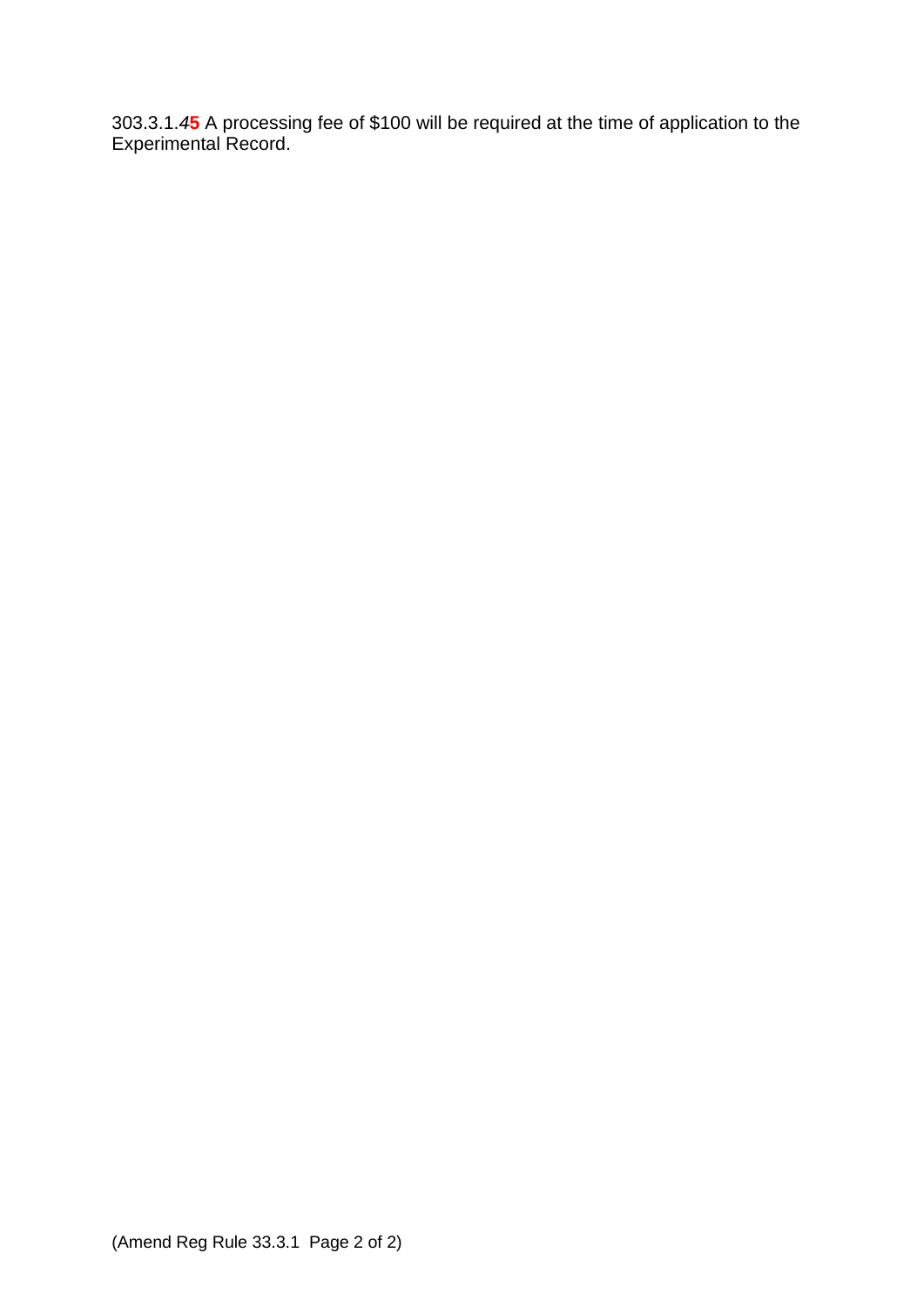303.3.1.4**5** A processing fee of $100 will be required at the time of application to the Experimental Record.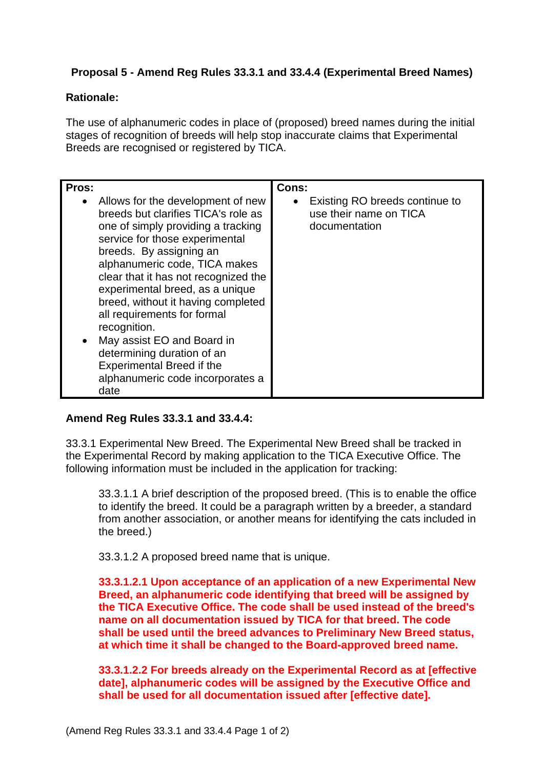### Proposal 5 - Amend Reg Rules 33.3.1 and 33.4.4 (Experimental Breed Names)

**Rationale:**

The use of alphanumeric codes in place of (proposed) breed names during the initial stages of recognition of breeds will help stop inaccurate claims that Experimental Breeds are recognised or registered by TICA.

| **Pros:** | **Cons:** |
|---|---|
| • Allows for the development of new breeds but clarifies TICA's role as one of simply providing a tracking service for those experimental breeds. By assigning an alphanumeric code, TICA makes clear that it has not recognized the experimental breed, as a unique breed, without it having completed all requirements for formal recognition.<br>• May assist EO and Board in determining duration of an Experimental Breed if the alphanumeric code incorporates a date | • Existing RO breeds continue to use their name on TICA documentation |

**Amend Reg Rules 33.3.1 and 33.4.4:**

33.3.1 Experimental New Breed. The Experimental New Breed shall be tracked in the Experimental Record by making application to the TICA Executive Office. The following information must be included in the application for tracking:

> 33.3.1.1 A brief description of the proposed breed. (This is to enable the office to identify the breed. It could be a paragraph written by a breeder, a standard from another association, or another means for identifying the cats included in the breed.)
>
> 33.3.1.2 A proposed breed name that is unique.
>
> **33.3.1.2.1 Upon acceptance of an application of a new Experimental New Breed, an alphanumeric code identifying that breed will be assigned by the TICA Executive Office. The code shall be used instead of the breed's name on all documentation issued by TICA for that breed. The code shall be used until the breed advances to Preliminary New Breed status, at which time it shall be changed to the Board-approved breed name.**
>
> **33.3.1.2.2 For breeds already on the Experimental Record as at [effective date], alphanumeric codes will be assigned by the Executive Office and shall be used for all documentation issued after [effective date].**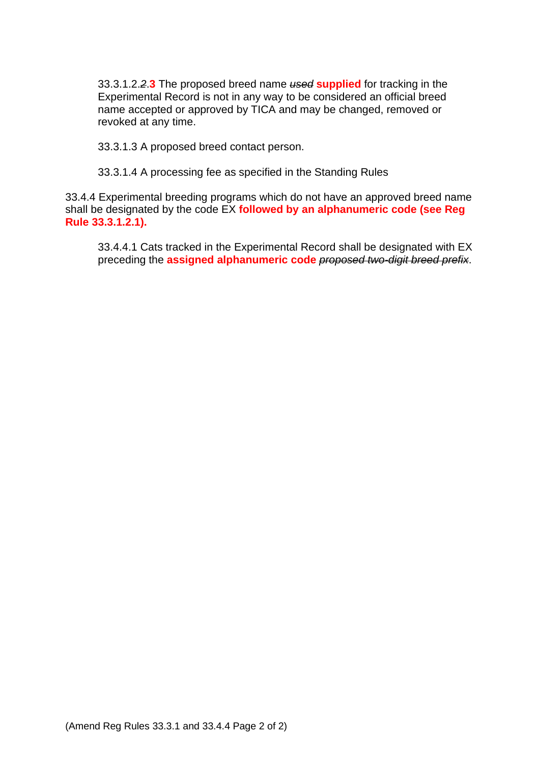33.3.1.2.~~2~~.**3** The proposed breed name ~~*used*~~ **supplied** for tracking in the Experimental Record is not in any way to be considered an official breed name accepted or approved by TICA and may be changed, removed or revoked at any time.

33.3.1.3 A proposed breed contact person.

33.3.1.4 A processing fee as specified in the Standing Rules

33.4.4 Experimental breeding programs which do not have an approved breed name shall be designated by the code EX **followed by an alphanumeric code (see Reg Rule 33.3.1.2.1).**

33.4.4.1 Cats tracked in the Experimental Record shall be designated with EX preceding the **assigned alphanumeric code** ~~*proposed two-digit breed prefix*~~.

(Amend Reg Rules 33.3.1 and 33.4.4 Page 2 of 2)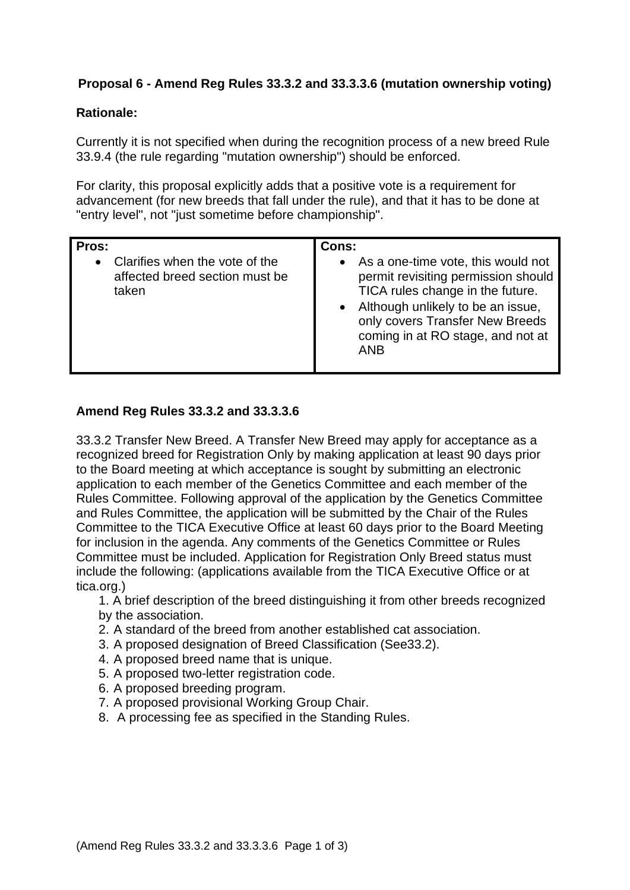**Proposal 6 - Amend Reg Rules 33.3.2 and 33.3.3.6 (mutation ownership voting)**

**Rationale:**

Currently it is not specified when during the recognition process of a new breed Rule 33.9.4 (the rule regarding "mutation ownership") should be enforced.

For clarity, this proposal explicitly adds that a positive vote is a requirement for advancement (for new breeds that fall under the rule), and that it has to be done at "entry level", not "just sometime before championship".

| **Pros:** | **Cons:** |
|---|---|
| • Clarifies when the vote of the affected breed section must be taken | • As a one-time vote, this would not permit revisiting permission should TICA rules change in the future.<br>• Although unlikely to be an issue, only covers Transfer New Breeds coming in at RO stage, and not at ANB |

**Amend Reg Rules 33.3.2 and 33.3.3.6**

33.3.2 Transfer New Breed. A Transfer New Breed may apply for acceptance as a recognized breed for Registration Only by making application at least 90 days prior to the Board meeting at which acceptance is sought by submitting an electronic application to each member of the Genetics Committee and each member of the Rules Committee. Following approval of the application by the Genetics Committee and Rules Committee, the application will be submitted by the Chair of the Rules Committee to the TICA Executive Office at least 60 days prior to the Board Meeting for inclusion in the agenda. Any comments of the Genetics Committee or Rules Committee must be included. Application for Registration Only Breed status must include the following: (applications available from the TICA Executive Office or at tica.org.)

1. A brief description of the breed distinguishing it from other breeds recognized by the association.
2. A standard of the breed from another established cat association.
3. A proposed designation of Breed Classification (See33.2).
4. A proposed breed name that is unique.
5. A proposed two-letter registration code.
6. A proposed breeding program.
7. A proposed provisional Working Group Chair.
8. A processing fee as specified in the Standing Rules.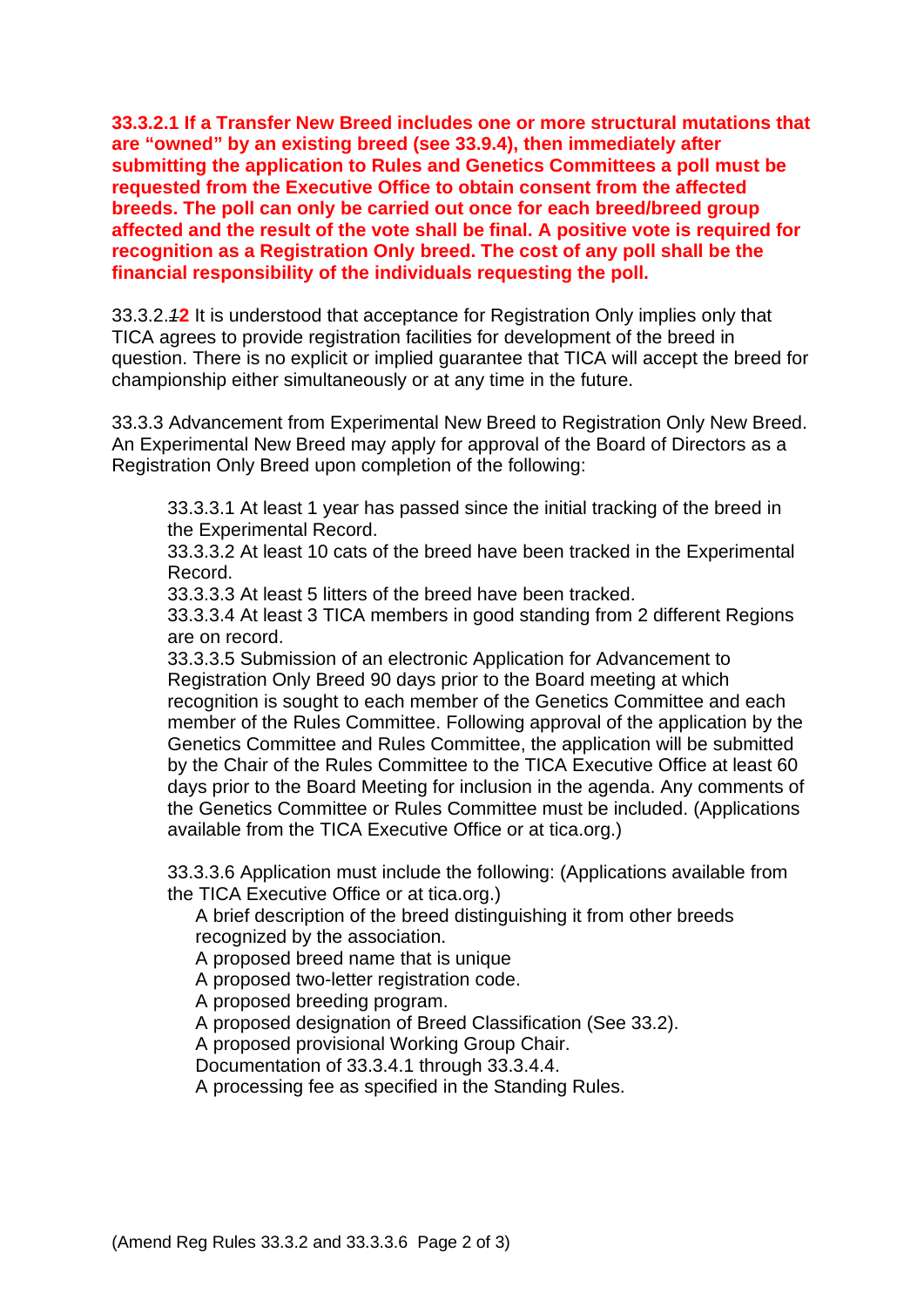**33.3.2.1 If a Transfer New Breed includes one or more structural mutations that are "owned" by an existing breed (see 33.9.4), then immediately after submitting the application to Rules and Genetics Committees a poll must be requested from the Executive Office to obtain consent from the affected breeds. The poll can only be carried out once for each breed/breed group affected and the result of the vote shall be final. A positive vote is required for recognition as a Registration Only breed. The cost of any poll shall be the financial responsibility of the individuals requesting the poll.**

33.3.2.~~1~~**2** It is understood that acceptance for Registration Only implies only that TICA agrees to provide registration facilities for development of the breed in question. There is no explicit or implied guarantee that TICA will accept the breed for championship either simultaneously or at any time in the future.

33.3.3 Advancement from Experimental New Breed to Registration Only New Breed. An Experimental New Breed may apply for approval of the Board of Directors as a Registration Only Breed upon completion of the following:

33.3.3.1 At least 1 year has passed since the initial tracking of the breed in the Experimental Record.
33.3.3.2 At least 10 cats of the breed have been tracked in the Experimental Record.
33.3.3.3 At least 5 litters of the breed have been tracked.
33.3.3.4 At least 3 TICA members in good standing from 2 different Regions are on record.
33.3.3.5 Submission of an electronic Application for Advancement to Registration Only Breed 90 days prior to the Board meeting at which recognition is sought to each member of the Genetics Committee and each member of the Rules Committee. Following approval of the application by the Genetics Committee and Rules Committee, the application will be submitted by the Chair of the Rules Committee to the TICA Executive Office at least 60 days prior to the Board Meeting for inclusion in the agenda. Any comments of the Genetics Committee or Rules Committee must be included. (Applications available from the TICA Executive Office or at tica.org.)

33.3.3.6 Application must include the following: (Applications available from the TICA Executive Office or at tica.org.)

A brief description of the breed distinguishing it from other breeds recognized by the association.
A proposed breed name that is unique
A proposed two-letter registration code.
A proposed breeding program.
A proposed designation of Breed Classification (See 33.2).
A proposed provisional Working Group Chair.
Documentation of 33.3.4.1 through 33.3.4.4.
A processing fee as specified in the Standing Rules.

(Amend Reg Rules 33.3.2 and 33.3.3.6 Page 2 of 3)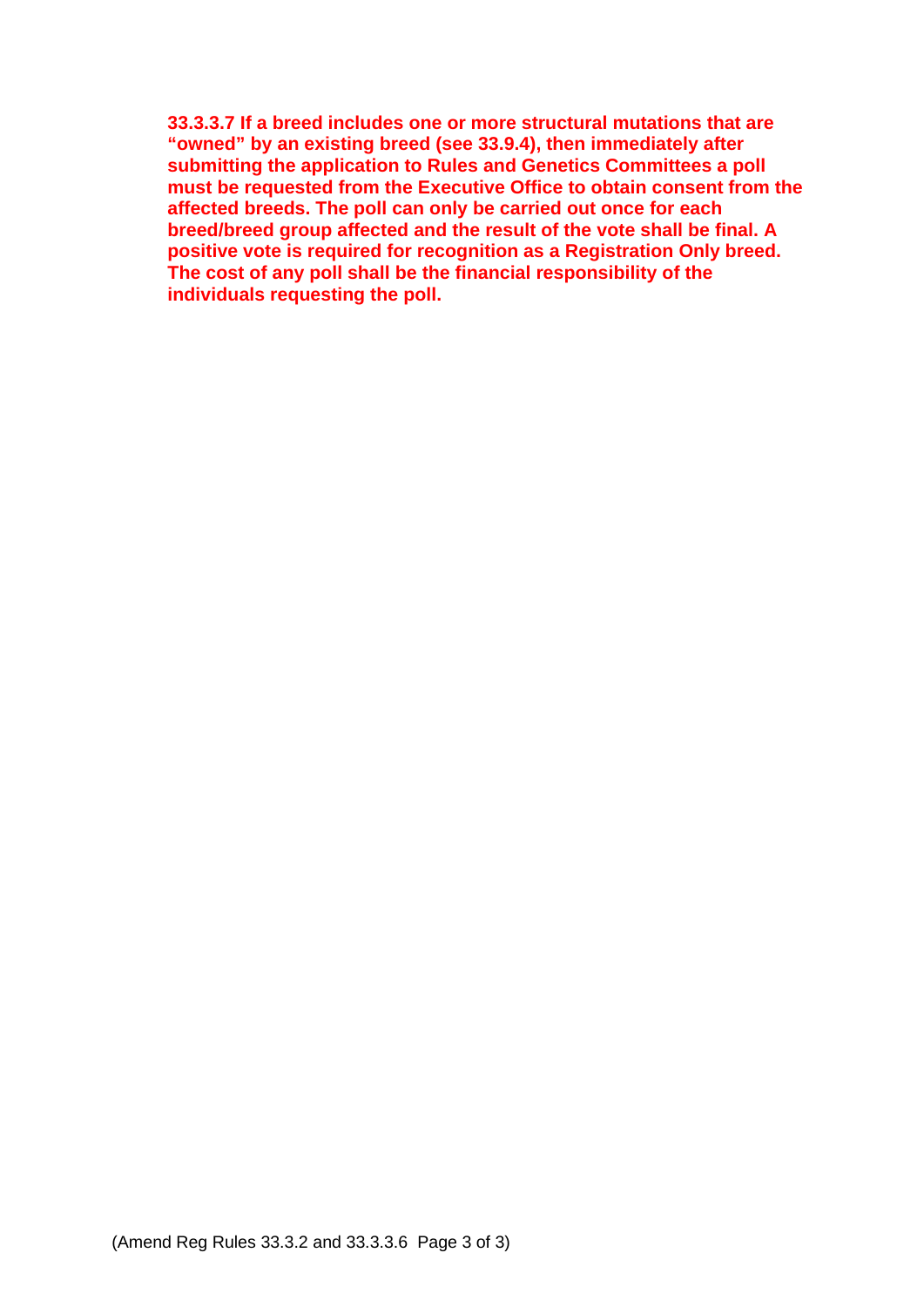**33.3.3.7 If a breed includes one or more structural mutations that are "owned" by an existing breed (see 33.9.4), then immediately after submitting the application to Rules and Genetics Committees a poll must be requested from the Executive Office to obtain consent from the affected breeds. The poll can only be carried out once for each breed/breed group affected and the result of the vote shall be final. A positive vote is required for recognition as a Registration Only breed. The cost of any poll shall be the financial responsibility of the individuals requesting the poll.**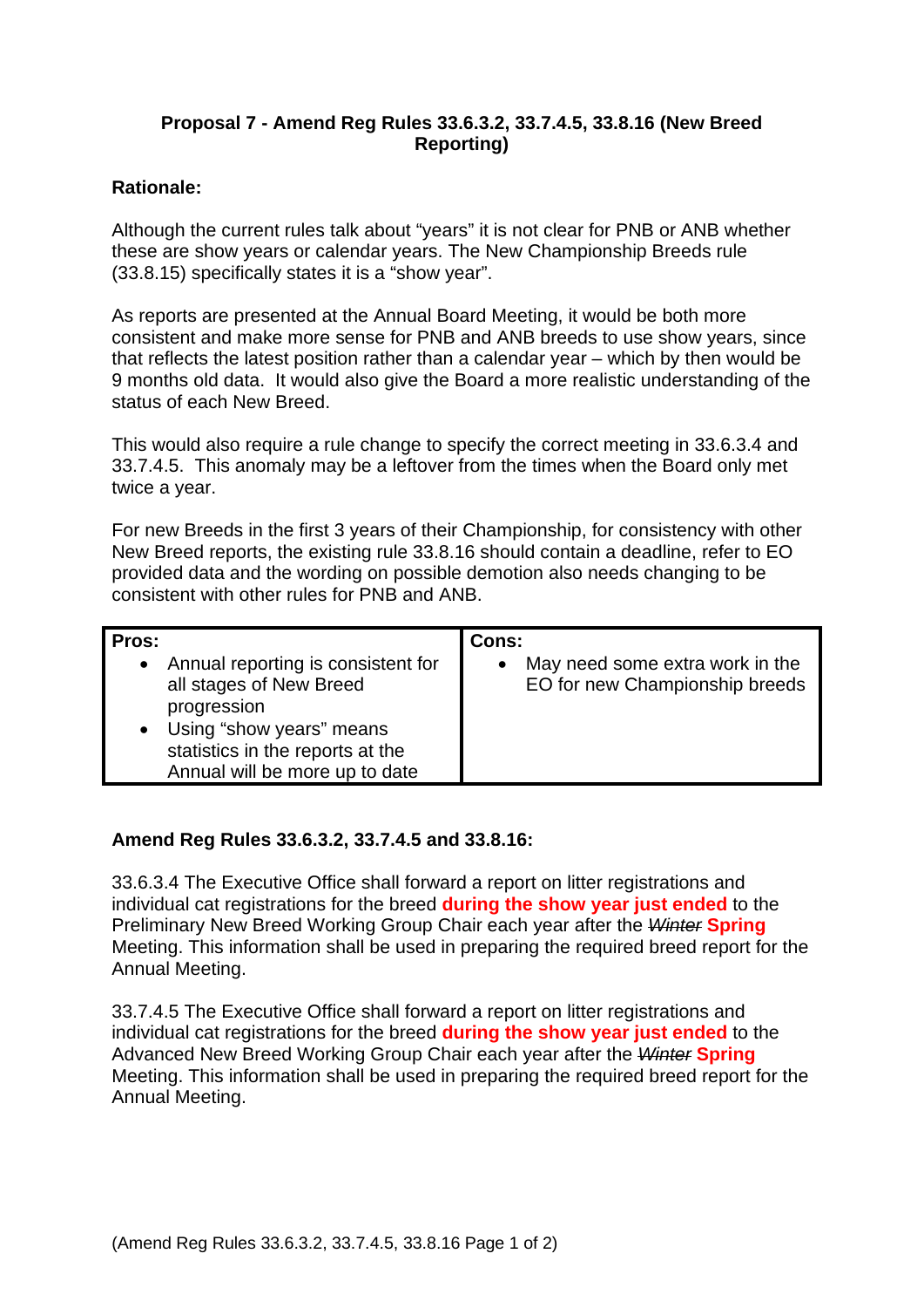**Proposal 7 - Amend Reg Rules 33.6.3.2, 33.7.4.5, 33.8.16 (New Breed Reporting)**

**Rationale:**

Although the current rules talk about "years" it is not clear for PNB or ANB whether these are show years or calendar years. The New Championship Breeds rule (33.8.15) specifically states it is a "show year".

As reports are presented at the Annual Board Meeting, it would be both more consistent and make more sense for PNB and ANB breeds to use show years, since that reflects the latest position rather than a calendar year – which by then would be 9 months old data. It would also give the Board a more realistic understanding of the status of each New Breed.

This would also require a rule change to specify the correct meeting in 33.6.3.4 and 33.7.4.5. This anomaly may be a leftover from the times when the Board only met twice a year.

For new Breeds in the first 3 years of their Championship, for consistency with other New Breed reports, the existing rule 33.8.16 should contain a deadline, refer to EO provided data and the wording on possible demotion also needs changing to be consistent with other rules for PNB and ANB.

| Pros: | Cons: |
|---|---|
| • Annual reporting is consistent for all stages of New Breed progression<br>• Using "show years" means statistics in the reports at the Annual will be more up to date | • May need some extra work in the EO for new Championship breeds |

**Amend Reg Rules 33.6.3.2, 33.7.4.5 and 33.8.16:**

33.6.3.4 The Executive Office shall forward a report on litter registrations and individual cat registrations for the breed **during the show year just ended** to the Preliminary New Breed Working Group Chair each year after the ~~Winter~~ **Spring** Meeting. This information shall be used in preparing the required breed report for the Annual Meeting.

33.7.4.5 The Executive Office shall forward a report on litter registrations and individual cat registrations for the breed **during the show year just ended** to the Advanced New Breed Working Group Chair each year after the ~~Winter~~ **Spring** Meeting. This information shall be used in preparing the required breed report for the Annual Meeting.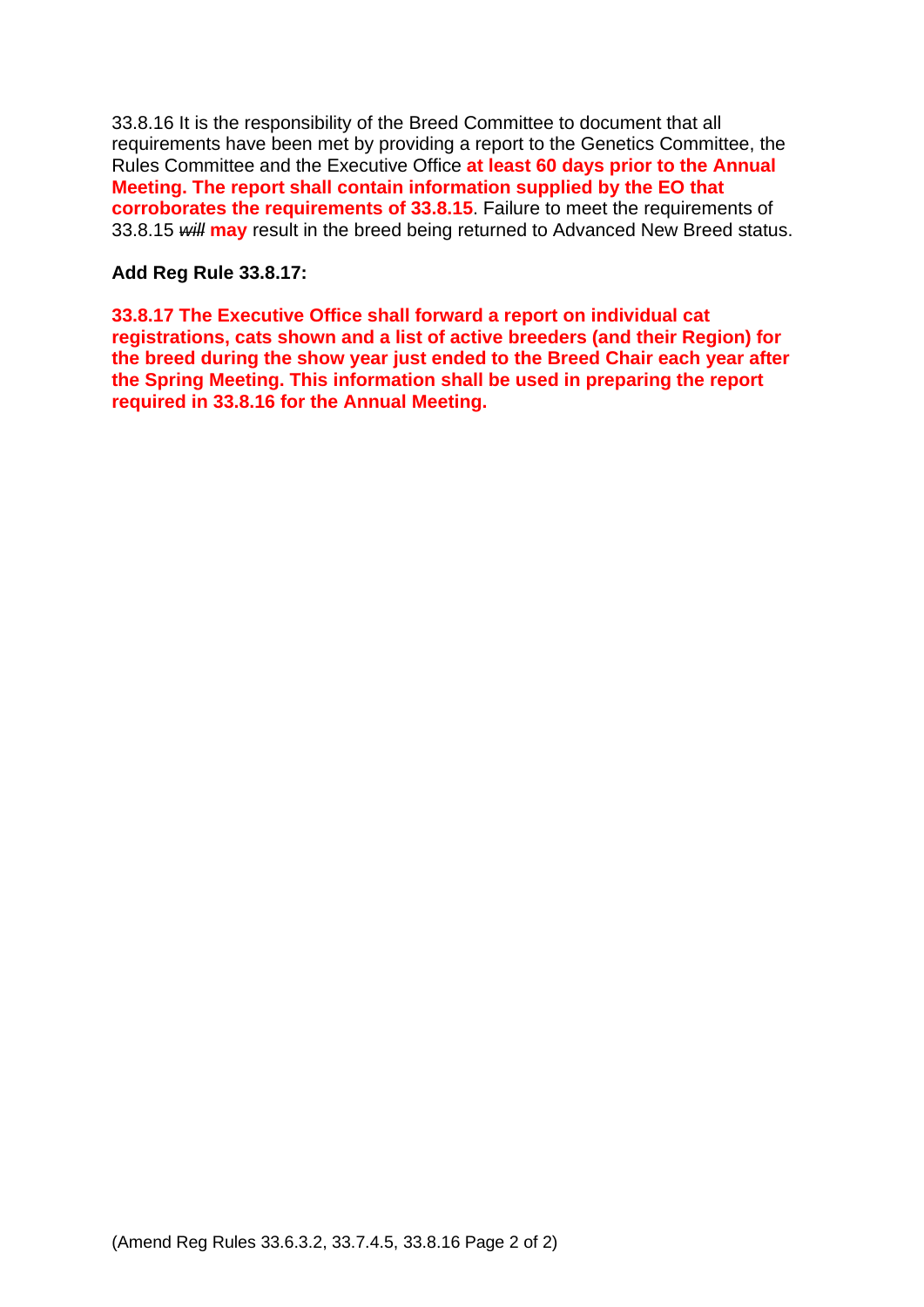33.8.16 It is the responsibility of the Breed Committee to document that all requirements have been met by providing a report to the Genetics Committee, the Rules Committee and the Executive Office **at least 60 days prior to the Annual Meeting. The report shall contain information supplied by the EO that corroborates the requirements of 33.8.15**. Failure to meet the requirements of 33.8.15 ~~*will*~~ **may** result in the breed being returned to Advanced New Breed status.

**Add Reg Rule 33.8.17:**

**33.8.17 The Executive Office shall forward a report on individual cat registrations, cats shown and a list of active breeders (and their Region) for the breed during the show year just ended to the Breed Chair each year after the Spring Meeting. This information shall be used in preparing the report required in 33.8.16 for the Annual Meeting.**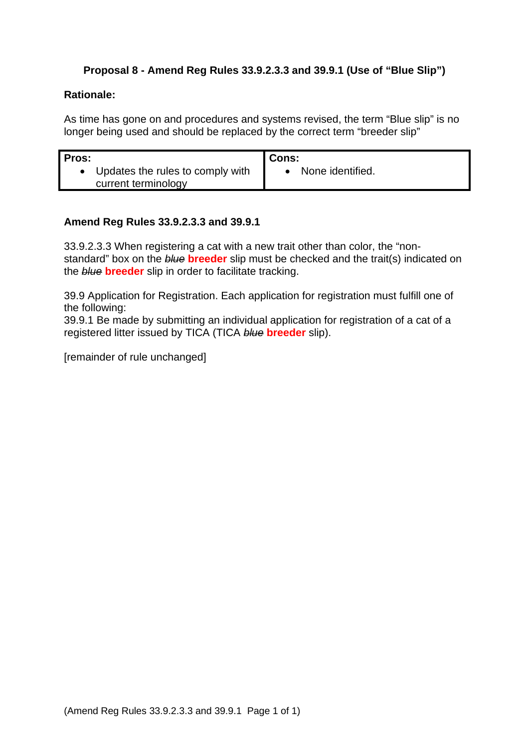## Proposal 8 - Amend Reg Rules 33.9.2.3.3 and 39.9.1 (Use of "Blue Slip")

**Rationale:**

As time has gone on and procedures and systems revised, the term "Blue slip" is no longer being used and should be replaced by the correct term "breeder slip"

| **Pros:** | **Cons:** |
|---|---|
| • Updates the rules to comply with current terminology | • None identified. |

**Amend Reg Rules 33.9.2.3.3 and 39.9.1**

33.9.2.3.3 When registering a cat with a new trait other than color, the "non-standard" box on the ~~*blue*~~ **breeder** slip must be checked and the trait(s) indicated on the ~~*blue*~~ **breeder** slip in order to facilitate tracking.

39.9 Application for Registration. Each application for registration must fulfill one of the following:
39.9.1 Be made by submitting an individual application for registration of a cat of a registered litter issued by TICA (TICA ~~*blue*~~ **breeder** slip).

[remainder of rule unchanged]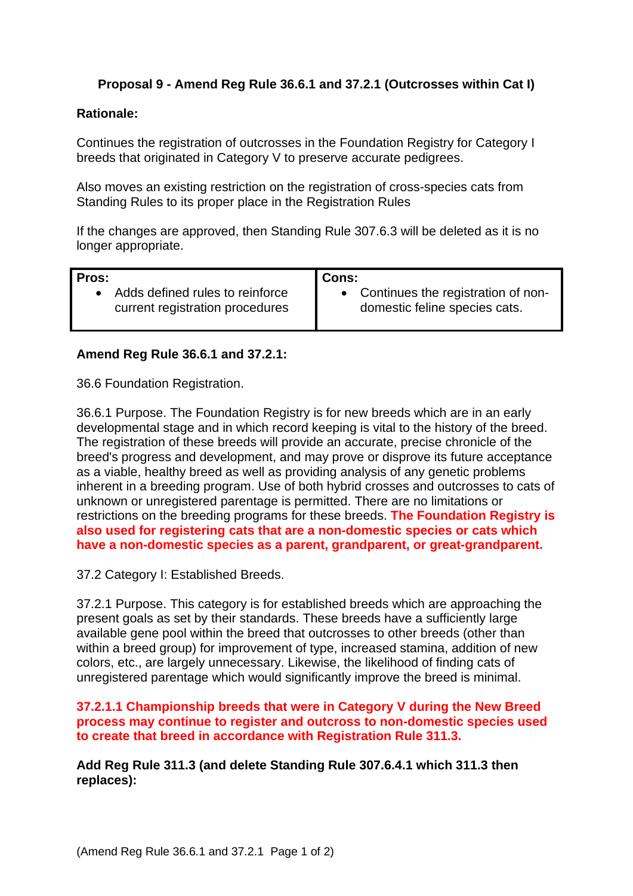**Proposal 9 - Amend Reg Rule 36.6.1 and 37.2.1 (Outcrosses within Cat I)**

**Rationale:**

Continues the registration of outcrosses in the Foundation Registry for Category I breeds that originated in Category V to preserve accurate pedigrees.

Also moves an existing restriction on the registration of cross-species cats from Standing Rules to its proper place in the Registration Rules

If the changes are approved, then Standing Rule 307.6.3 will be deleted as it is no longer appropriate.

| **Pros:** | **Cons:** |
|---|---|
| • Adds defined rules to reinforce current registration procedures | • Continues the registration of non-domestic feline species cats. |

**Amend Reg Rule 36.6.1 and 37.2.1:**

36.6 Foundation Registration.

36.6.1 Purpose. The Foundation Registry is for new breeds which are in an early developmental stage and in which record keeping is vital to the history of the breed. The registration of these breeds will provide an accurate, precise chronicle of the breed's progress and development, and may prove or disprove its future acceptance as a viable, healthy breed as well as providing analysis of any genetic problems inherent in a breeding program. Use of both hybrid crosses and outcrosses to cats of unknown or unregistered parentage is permitted. There are no limitations or restrictions on the breeding programs for these breeds. **The Foundation Registry is also used for registering cats that are a non-domestic species or cats which have a non-domestic species as a parent, grandparent, or great-grandparent.**

37.2 Category I: Established Breeds.

37.2.1 Purpose. This category is for established breeds which are approaching the present goals as set by their standards. These breeds have a sufficiently large available gene pool within the breed that outcrosses to other breeds (other than within a breed group) for improvement of type, increased stamina, addition of new colors, etc., are largely unnecessary. Likewise, the likelihood of finding cats of unregistered parentage which would significantly improve the breed is minimal.

**37.2.1.1 Championship breeds that were in Category V during the New Breed process may continue to register and outcross to non-domestic species used to create that breed in accordance with Registration Rule 311.3.**

**Add Reg Rule 311.3 (and delete Standing Rule 307.6.4.1 which 311.3 then replaces):**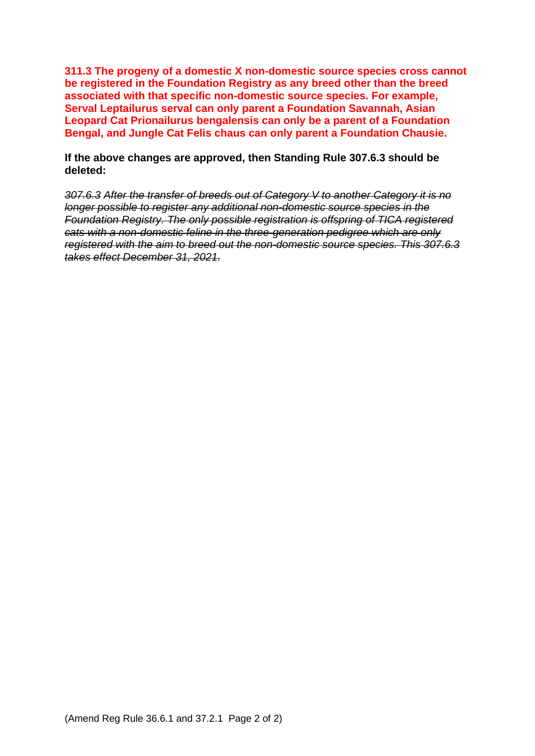**311.3 The progeny of a domestic X non-domestic source species cross cannot be registered in the Foundation Registry as any breed other than the breed associated with that specific non-domestic source species. For example, Serval Leptailurus serval can only parent a Foundation Savannah, Asian Leopard Cat Prionailurus bengalensis can only be a parent of a Foundation Bengal, and Jungle Cat Felis chaus can only parent a Foundation Chausie.**

**If the above changes are approved, then Standing Rule 307.6.3 should be deleted:**

~~*307.6.3 After the transfer of breeds out of Category V to another Category it is no longer possible to register any additional non-domestic source species in the Foundation Registry. The only possible registration is offspring of TICA registered cats with a non-domestic feline in the three-generation pedigree which are only registered with the aim to breed out the non-domestic source species. This 307.6.3 takes effect December 31, 2021.*~~

(Amend Reg Rule 36.6.1 and 37.2.1 Page 2 of 2)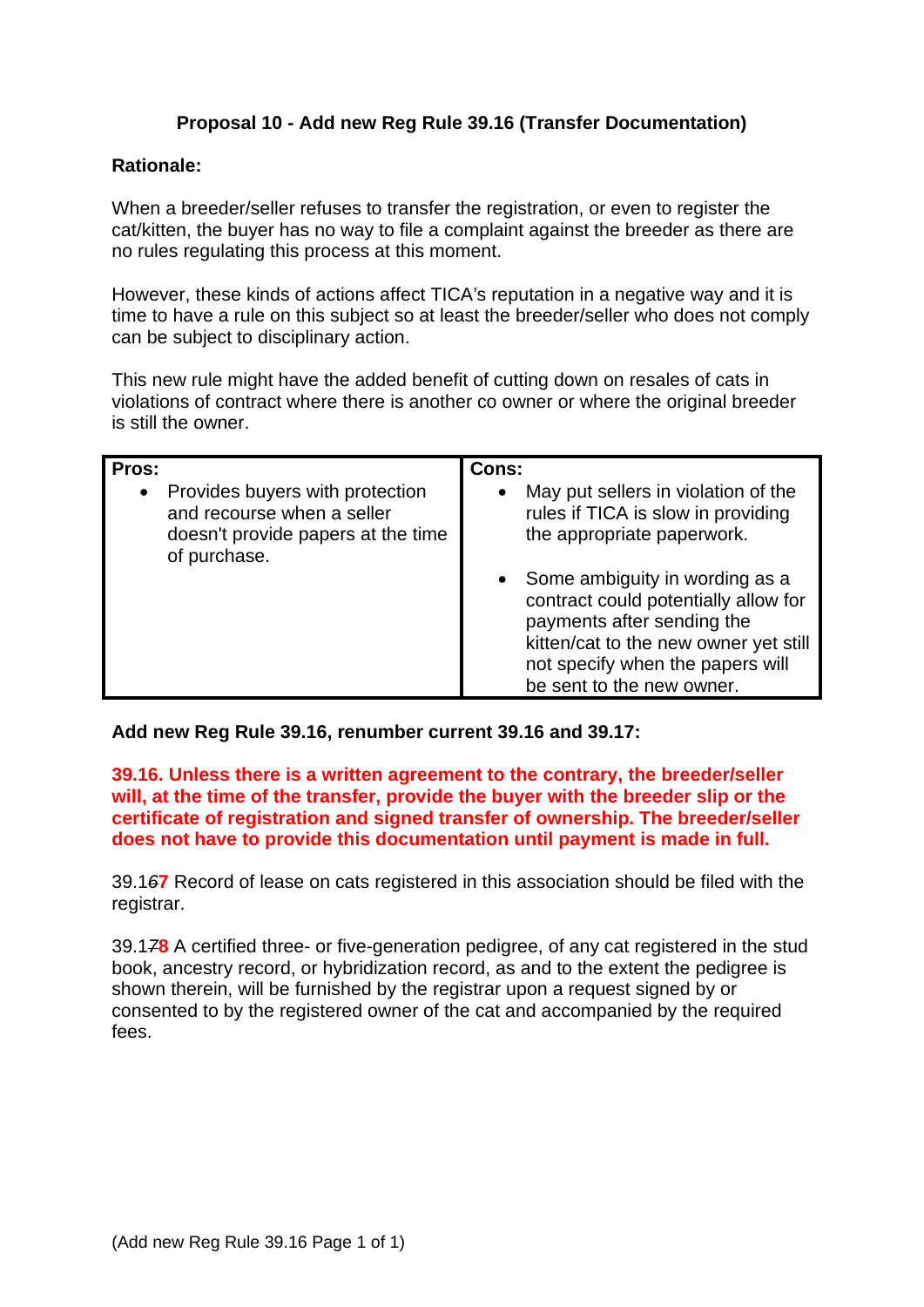## Proposal 10 - Add new Reg Rule 39.16 (Transfer Documentation)

**Rationale:**

When a breeder/seller refuses to transfer the registration, or even to register the cat/kitten, the buyer has no way to file a complaint against the breeder as there are no rules regulating this process at this moment.

However, these kinds of actions affect TICA's reputation in a negative way and it is time to have a rule on this subject so at least the breeder/seller who does not comply can be subject to disciplinary action.

This new rule might have the added benefit of cutting down on resales of cats in violations of contract where there is another co owner or where the original breeder is still the owner.

| Pros: | Cons: |
|---|---|
| • Provides buyers with protection and recourse when a seller doesn't provide papers at the time of purchase. | • May put sellers in violation of the rules if TICA is slow in providing the appropriate paperwork.<br>• Some ambiguity in wording as a contract could potentially allow for payments after sending the kitten/cat to the new owner yet still not specify when the papers will be sent to the new owner. |

**Add new Reg Rule 39.16, renumber current 39.16 and 39.17:**

**39.16. Unless there is a written agreement to the contrary, the breeder/seller will, at the time of the transfer, provide the buyer with the breeder slip or the certificate of registration and signed transfer of ownership. The breeder/seller does not have to provide this documentation until payment is made in full.**

39.1~~6~~**7** Record of lease on cats registered in this association should be filed with the registrar.

39.1~~7~~**8** A certified three- or five-generation pedigree, of any cat registered in the stud book, ancestry record, or hybridization record, as and to the extent the pedigree is shown therein, will be furnished by the registrar upon a request signed by or consented to by the registered owner of the cat and accompanied by the required fees.

(Add new Reg Rule 39.16 Page 1 of 1)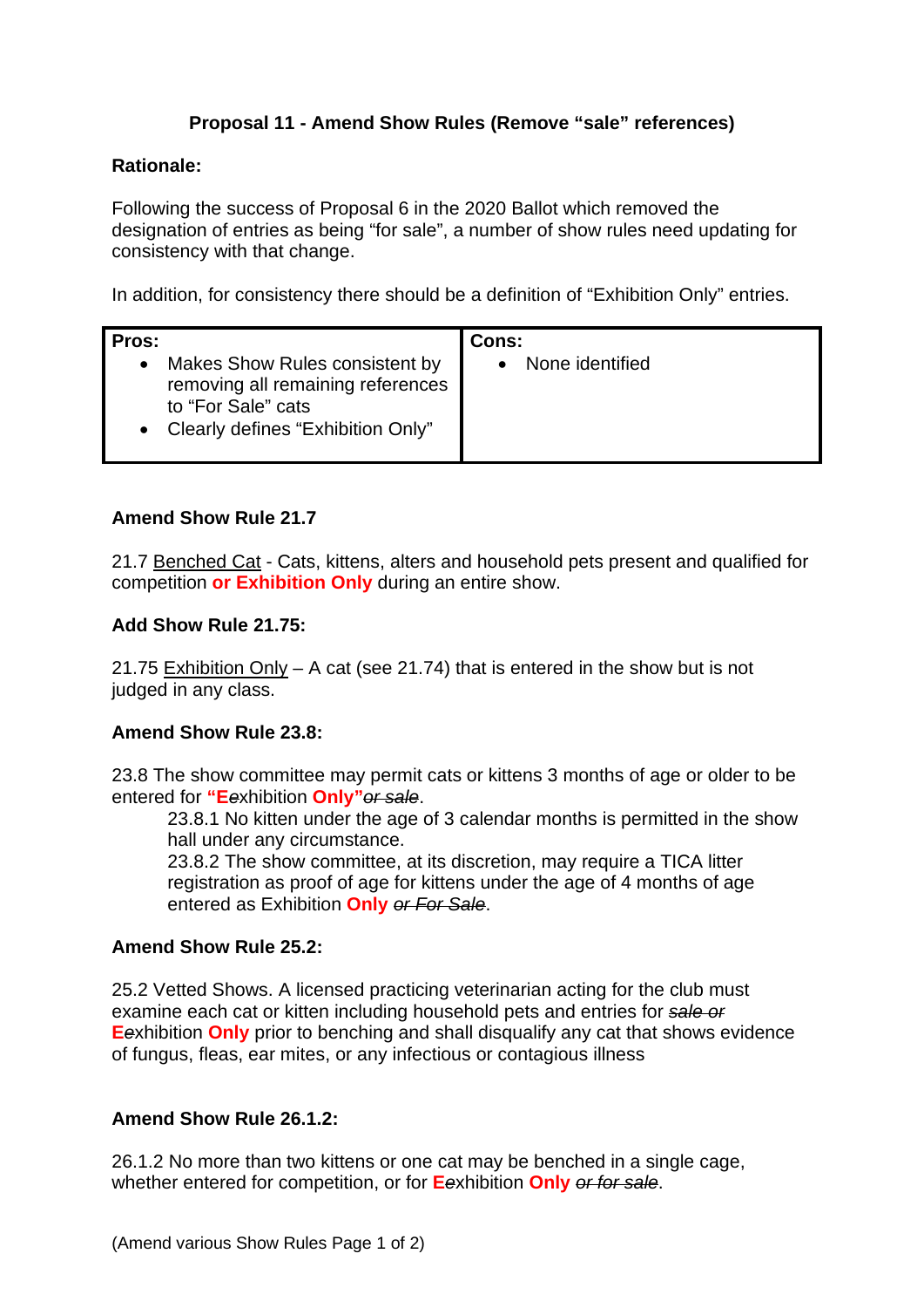## Proposal 11 - Amend Show Rules (Remove "sale" references)

**Rationale:**

Following the success of Proposal 6 in the 2020 Ballot which removed the designation of entries as being "for sale", a number of show rules need updating for consistency with that change.

In addition, for consistency there should be a definition of "Exhibition Only" entries.

| Pros: | Cons: |
|---|---|
| • Makes Show Rules consistent by removing all remaining references to "For Sale" cats<br>• Clearly defines "Exhibition Only" | • None identified |

**Amend Show Rule 21.7**

21.7 <u>Benched Cat</u> - Cats, kittens, alters and household pets present and qualified for competition **or Exhibition Only** during an entire show.

**Add Show Rule 21.75:**

21.75 <u>Exhibition Only</u> – A cat (see 21.74) that is entered in the show but is not judged in any class.

**Amend Show Rule 23.8:**

23.8 The show committee may permit cats or kittens 3 months of age or older to be entered for **"E**~~e~~xhibition **Only"**~~*or sale*~~.

23.8.1 No kitten under the age of 3 calendar months is permitted in the show hall under any circumstance.

23.8.2 The show committee, at its discretion, may require a TICA litter registration as proof of age for kittens under the age of 4 months of age entered as Exhibition **Only** ~~*or For Sale*~~.

**Amend Show Rule 25.2:**

25.2 Vetted Shows. A licensed practicing veterinarian acting for the club must examine each cat or kitten including household pets and entries for ~~*sale or*~~ **E**~~e~~xhibition **Only** prior to benching and shall disqualify any cat that shows evidence of fungus, fleas, ear mites, or any infectious or contagious illness

**Amend Show Rule 26.1.2:**

26.1.2 No more than two kittens or one cat may be benched in a single cage, whether entered for competition, or for **E**~~e~~xhibition **Only** ~~*or for sale*~~.

(Amend various Show Rules Page 1 of 2)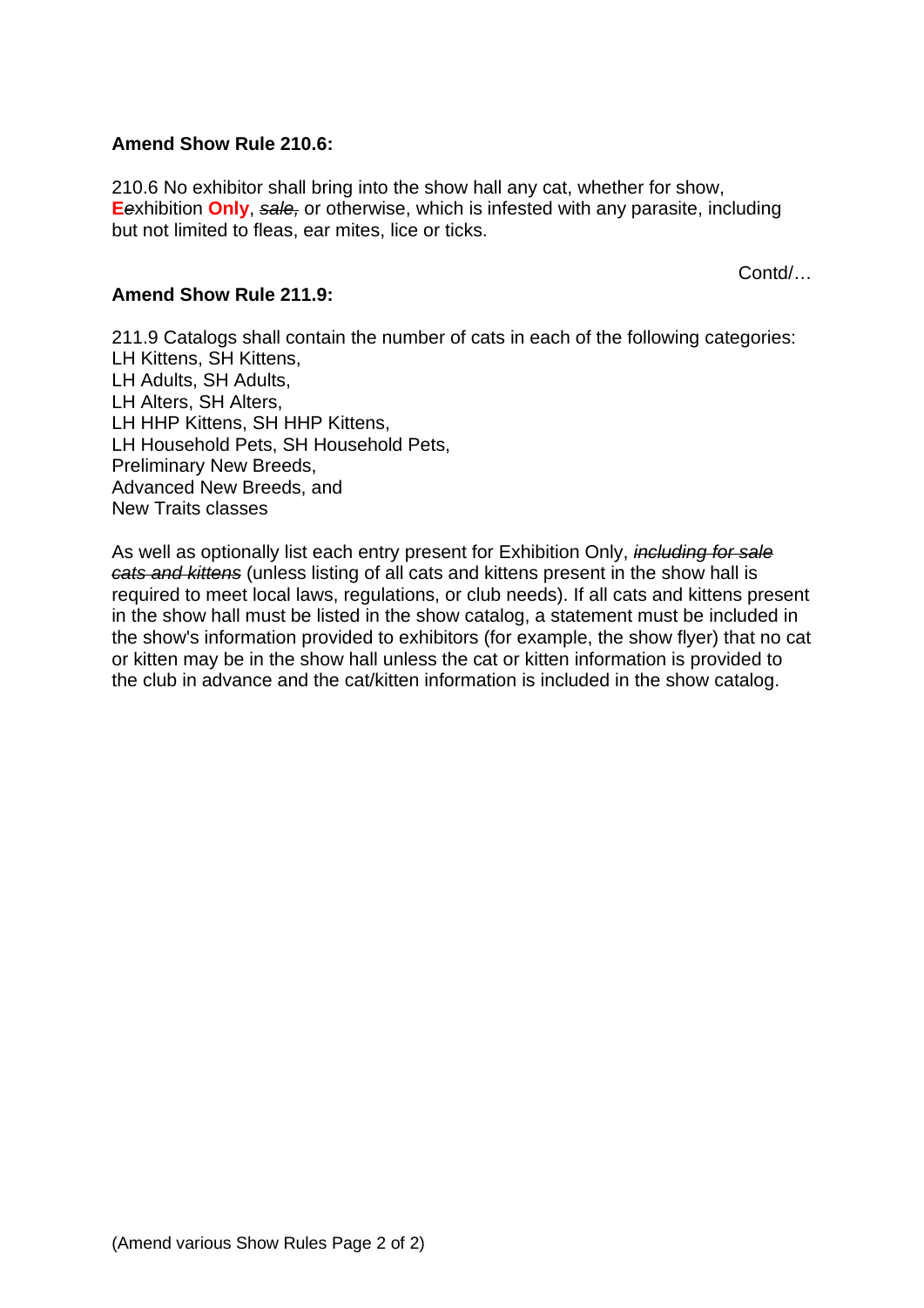**Amend Show Rule 210.6:**

210.6 No exhibitor shall bring into the show hall any cat, whether for show, **E**~~e~~xhibition **Only**, ~~*sale,*~~ or otherwise, which is infested with any parasite, including but not limited to fleas, ear mites, lice or ticks.

Contd/…

**Amend Show Rule 211.9:**

211.9 Catalogs shall contain the number of cats in each of the following categories:
LH Kittens, SH Kittens,
LH Adults, SH Adults,
LH Alters, SH Alters,
LH HHP Kittens, SH HHP Kittens,
LH Household Pets, SH Household Pets,
Preliminary New Breeds,
Advanced New Breeds, and
New Traits classes

As well as optionally list each entry present for Exhibition Only, ~~*including for sale cats and kittens*~~ (unless listing of all cats and kittens present in the show hall is required to meet local laws, regulations, or club needs). If all cats and kittens present in the show hall must be listed in the show catalog, a statement must be included in the show's information provided to exhibitors (for example, the show flyer) that no cat or kitten may be in the show hall unless the cat or kitten information is provided to the club in advance and the cat/kitten information is included in the show catalog.